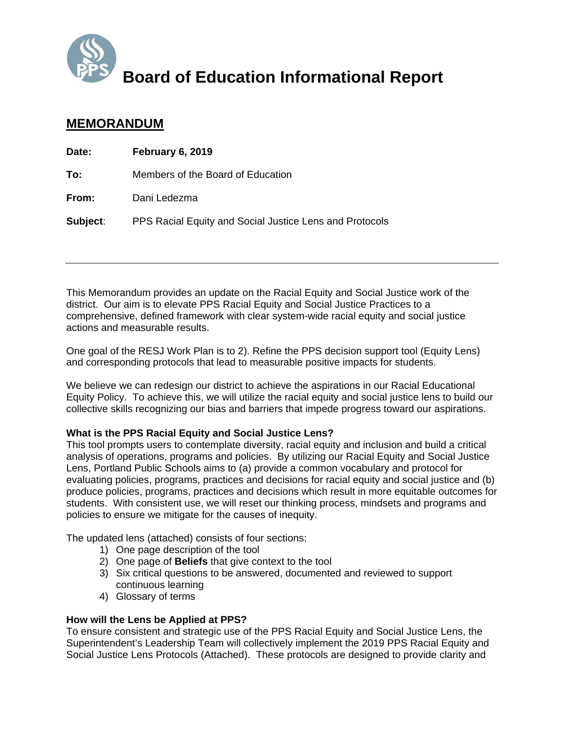# Board of Education Informational Report

## MEMORANDUM

**Date:** **February 6, 2019**

**To:** Members of the Board of Education

**From:** Dani Ledezma

**Subject**: PPS Racial Equity and Social Justice Lens and Protocols

---

This Memorandum provides an update on the Racial Equity and Social Justice work of the district. Our aim is to elevate PPS Racial Equity and Social Justice Practices to a comprehensive, defined framework with clear system-wide racial equity and social justice actions and measurable results.

One goal of the RESJ Work Plan is to 2). Refine the PPS decision support tool (Equity Lens) and corresponding protocols that lead to measurable positive impacts for students.

We believe we can redesign our district to achieve the aspirations in our Racial Educational Equity Policy. To achieve this, we will utilize the racial equity and social justice lens to build our collective skills recognizing our bias and barriers that impede progress toward our aspirations.

**What is the PPS Racial Equity and Social Justice Lens?**
This tool prompts users to contemplate diversity, racial equity and inclusion and build a critical analysis of operations, programs and policies. By utilizing our Racial Equity and Social Justice Lens, Portland Public Schools aims to (a) provide a common vocabulary and protocol for evaluating policies, programs, practices and decisions for racial equity and social justice and (b) produce policies, programs, practices and decisions which result in more equitable outcomes for students. With consistent use, we will reset our thinking process, mindsets and programs and policies to ensure we mitigate for the causes of inequity.

The updated lens (attached) consists of four sections:

1) One page description of the tool
2) One page of **Beliefs** that give context to the tool
3) Six critical questions to be answered, documented and reviewed to support continuous learning
4) Glossary of terms

**How will the Lens be Applied at PPS?**
To ensure consistent and strategic use of the PPS Racial Equity and Social Justice Lens, the Superintendent's Leadership Team will collectively implement the 2019 PPS Racial Equity and Social Justice Lens Protocols (Attached). These protocols are designed to provide clarity and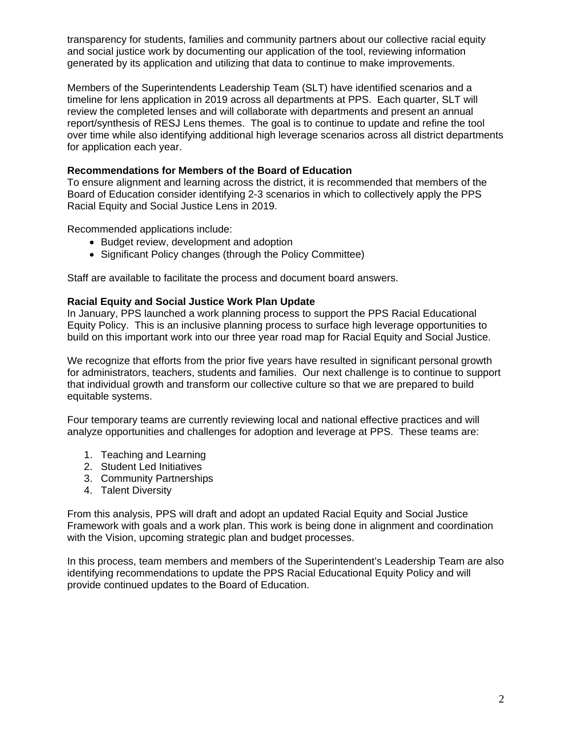transparency for students, families and community partners about our collective racial equity and social justice work by documenting our application of the tool, reviewing information generated by its application and utilizing that data to continue to make improvements.

Members of the Superintendents Leadership Team (SLT) have identified scenarios and a timeline for lens application in 2019 across all departments at PPS. Each quarter, SLT will review the completed lenses and will collaborate with departments and present an annual report/synthesis of RESJ Lens themes. The goal is to continue to update and refine the tool over time while also identifying additional high leverage scenarios across all district departments for application each year.

**Recommendations for Members of the Board of Education**
To ensure alignment and learning across the district, it is recommended that members of the Board of Education consider identifying 2-3 scenarios in which to collectively apply the PPS Racial Equity and Social Justice Lens in 2019.

Recommended applications include:

- Budget review, development and adoption
- Significant Policy changes (through the Policy Committee)

Staff are available to facilitate the process and document board answers.

**Racial Equity and Social Justice Work Plan Update**
In January, PPS launched a work planning process to support the PPS Racial Educational Equity Policy. This is an inclusive planning process to surface high leverage opportunities to build on this important work into our three year road map for Racial Equity and Social Justice.

We recognize that efforts from the prior five years have resulted in significant personal growth for administrators, teachers, students and families. Our next challenge is to continue to support that individual growth and transform our collective culture so that we are prepared to build equitable systems.

Four temporary teams are currently reviewing local and national effective practices and will analyze opportunities and challenges for adoption and leverage at PPS. These teams are:

1. Teaching and Learning
2. Student Led Initiatives
3. Community Partnerships
4. Talent Diversity

From this analysis, PPS will draft and adopt an updated Racial Equity and Social Justice Framework with goals and a work plan. This work is being done in alignment and coordination with the Vision, upcoming strategic plan and budget processes.

In this process, team members and members of the Superintendent's Leadership Team are also identifying recommendations to update the PPS Racial Educational Equity Policy and will provide continued updates to the Board of Education.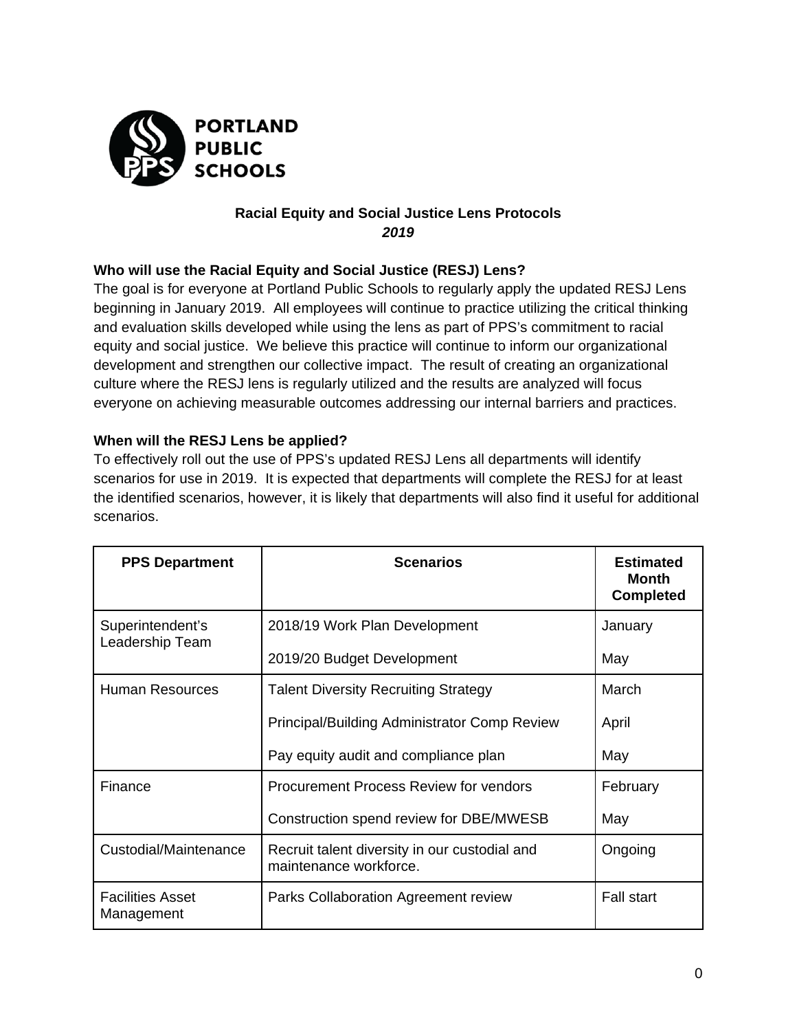PORTLAND PUBLIC SCHOOLS

# Racial Equity and Social Justice Lens Protocols

***2019***

**Who will use the Racial Equity and Social Justice (RESJ) Lens?**

The goal is for everyone at Portland Public Schools to regularly apply the updated RESJ Lens beginning in January 2019. All employees will continue to practice utilizing the critical thinking and evaluation skills developed while using the lens as part of PPS's commitment to racial equity and social justice. We believe this practice will continue to inform our organizational development and strengthen our collective impact. The result of creating an organizational culture where the RESJ lens is regularly utilized and the results are analyzed will focus everyone on achieving measurable outcomes addressing our internal barriers and practices.

**When will the RESJ Lens be applied?**

To effectively roll out the use of PPS's updated RESJ Lens all departments will identify scenarios for use in 2019. It is expected that departments will complete the RESJ for at least the identified scenarios, however, it is likely that departments will also find it useful for additional scenarios.

| PPS Department | Scenarios | Estimated Month Completed |
|---|---|---|
| Superintendent's Leadership Team | 2018/19 Work Plan Development | January |
| | 2019/20 Budget Development | May |
| Human Resources | Talent Diversity Recruiting Strategy | March |
| | Principal/Building Administrator Comp Review | April |
| | Pay equity audit and compliance plan | May |
| Finance | Procurement Process Review for vendors | February |
| | Construction spend review for DBE/MWESB | May |
| Custodial/Maintenance | Recruit talent diversity in our custodial and maintenance workforce. | Ongoing |
| Facilities Asset Management | Parks Collaboration Agreement review | Fall start |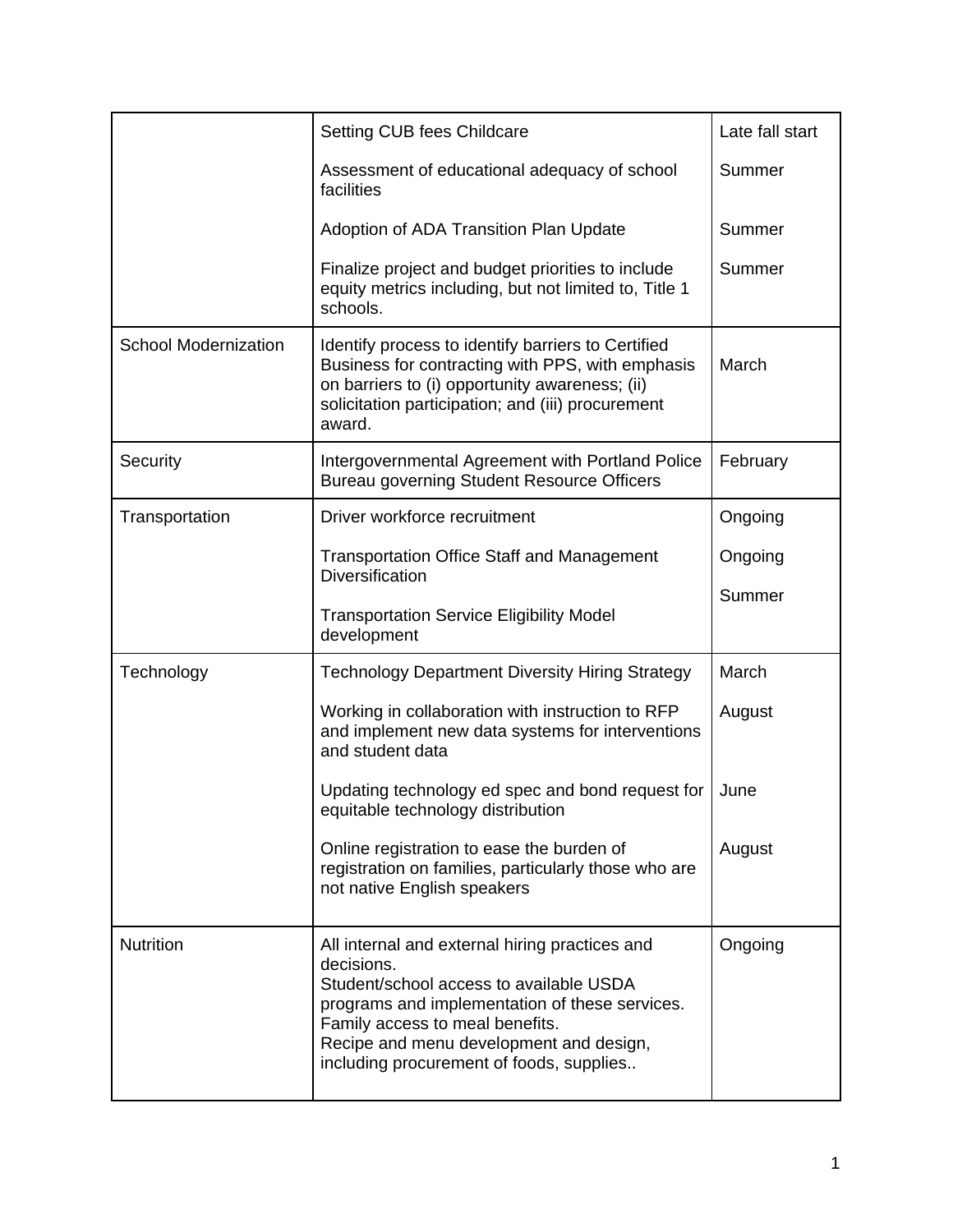| | | |
|---|---|---|
| | Setting CUB fees Childcare<br><br>Assessment of educational adequacy of school facilities<br><br>Adoption of ADA Transition Plan Update<br><br>Finalize project and budget priorities to include equity metrics including, but not limited to, Title 1 schools. | Late fall start<br><br>Summer<br><br>Summer<br><br>Summer |
| School Modernization | Identify process to identify barriers to Certified Business for contracting with PPS, with emphasis on barriers to (i) opportunity awareness; (ii) solicitation participation; and (iii) procurement award. | March |
| Security | Intergovernmental Agreement with Portland Police Bureau governing Student Resource Officers | February |
| Transportation | Driver workforce recruitment<br><br>Transportation Office Staff and Management Diversification<br><br>Transportation Service Eligibility Model development | Ongoing<br><br>Ongoing<br><br>Summer |
| Technology | Technology Department Diversity Hiring Strategy<br><br>Working in collaboration with instruction to RFP and implement new data systems for interventions and student data<br><br>Updating technology ed spec and bond request for equitable technology distribution<br><br>Online registration to ease the burden of registration on families, particularly those who are not native English speakers | March<br><br>August<br><br>June<br><br>August |
| Nutrition | All internal and external hiring practices and decisions.<br>Student/school access to available USDA programs and implementation of these services.<br>Family access to meal benefits.<br>Recipe and menu development and design, including procurement of foods, supplies.. | Ongoing |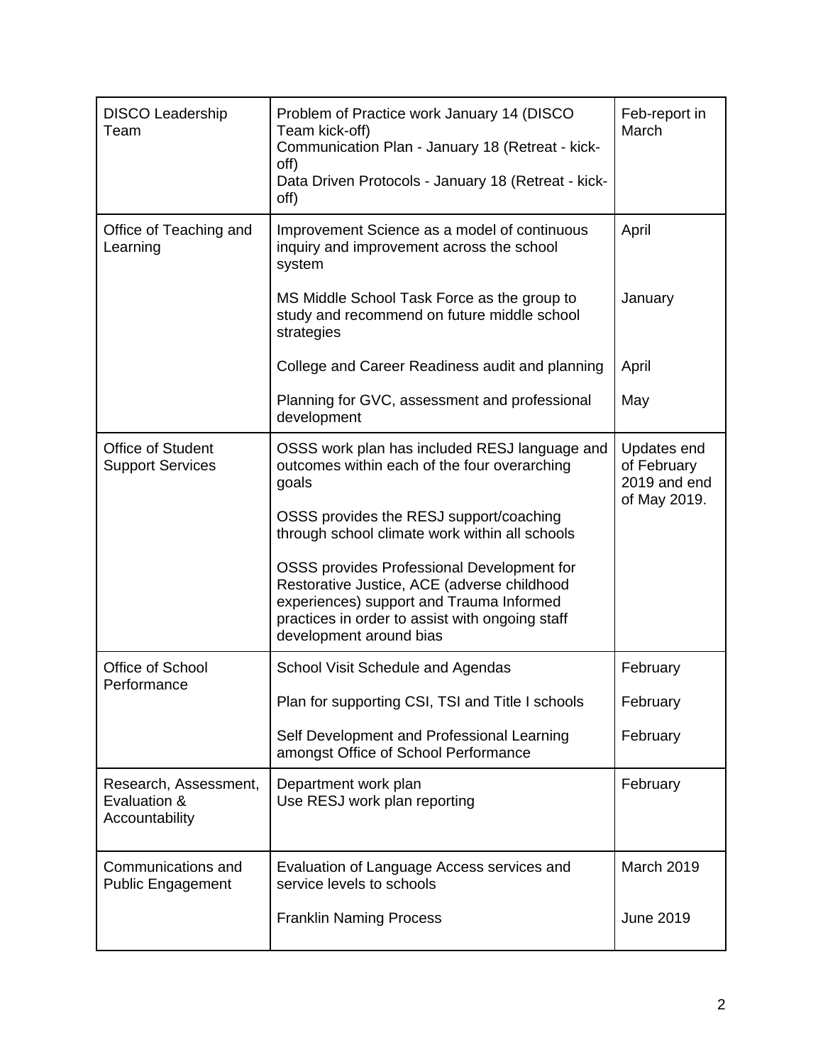| DISCO Leadership Team | Problem of Practice work January 14 (DISCO Team kick-off)<br>Communication Plan - January 18 (Retreat - kick-off)<br>Data Driven Protocols - January 18 (Retreat - kick-off) | Feb-report in March |
|---|---|---|
| Office of Teaching and Learning | Improvement Science as a model of continuous inquiry and improvement across the school system | April |
| | MS Middle School Task Force as the group to study and recommend on future middle school strategies | January |
| | College and Career Readiness audit and planning | April |
| | Planning for GVC, assessment and professional development | May |
| Office of Student Support Services | OSSS work plan has included RESJ language and outcomes within each of the four overarching goals<br><br>OSSS provides the RESJ support/coaching through school climate work within all schools<br><br>OSSS provides Professional Development for Restorative Justice, ACE (adverse childhood experiences) support and Trauma Informed practices in order to assist with ongoing staff development around bias | Updates end of February 2019 and end of May 2019. |
| Office of School Performance | School Visit Schedule and Agendas | February |
| | Plan for supporting CSI, TSI and Title I schools | February |
| | Self Development and Professional Learning amongst Office of School Performance | February |
| Research, Assessment, Evaluation & Accountability | Department work plan<br>Use RESJ work plan reporting | February |
| Communications and Public Engagement | Evaluation of Language Access services and service levels to schools | March 2019 |
| | Franklin Naming Process | June 2019 |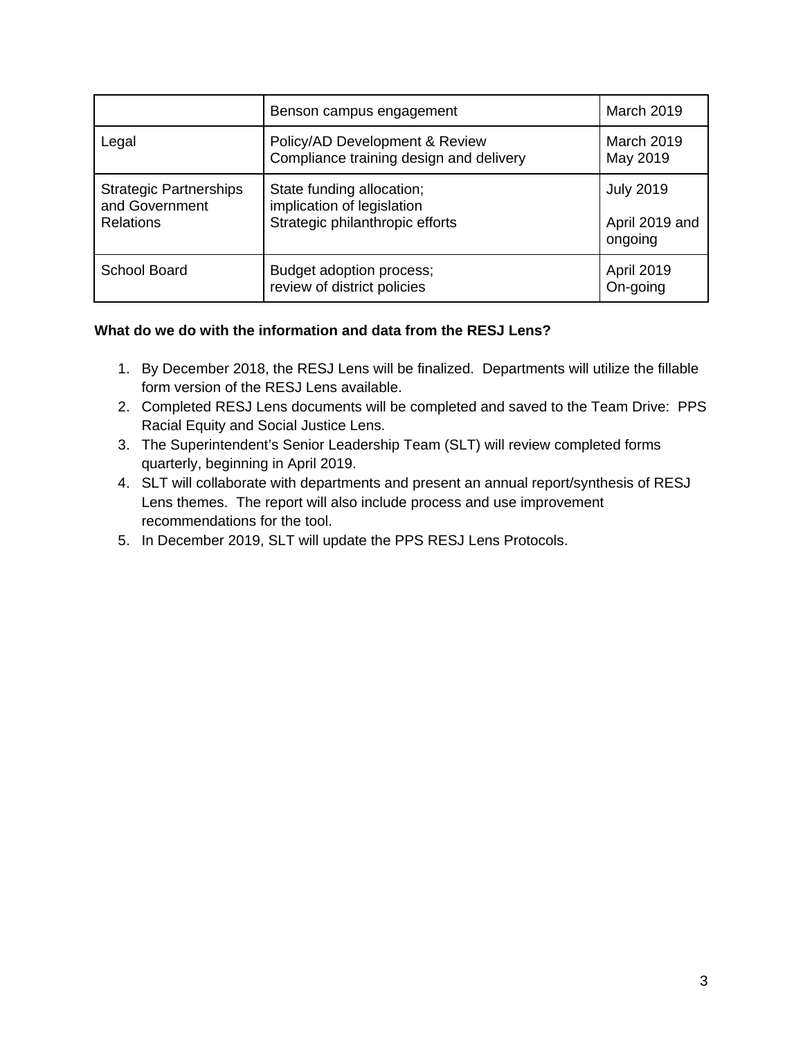| | | |
|---|---|---|
| | Benson campus engagement | March 2019 |
| Legal | Policy/AD Development & Review<br>Compliance training design and delivery | March 2019<br>May 2019 |
| Strategic Partnerships and Government Relations | State funding allocation;<br>implication of legislation<br>Strategic philanthropic efforts | July 2019<br><br>April 2019 and ongoing |
| School Board | Budget adoption process;<br>review of district policies | April 2019<br>On-going |

**What do we do with the information and data from the RESJ Lens?**

1. By December 2018, the RESJ Lens will be finalized. Departments will utilize the fillable form version of the RESJ Lens available.
2. Completed RESJ Lens documents will be completed and saved to the Team Drive: PPS Racial Equity and Social Justice Lens.
3. The Superintendent's Senior Leadership Team (SLT) will review completed forms quarterly, beginning in April 2019.
4. SLT will collaborate with departments and present an annual report/synthesis of RESJ Lens themes. The report will also include process and use improvement recommendations for the tool.
5. In December 2019, SLT will update the PPS RESJ Lens Protocols.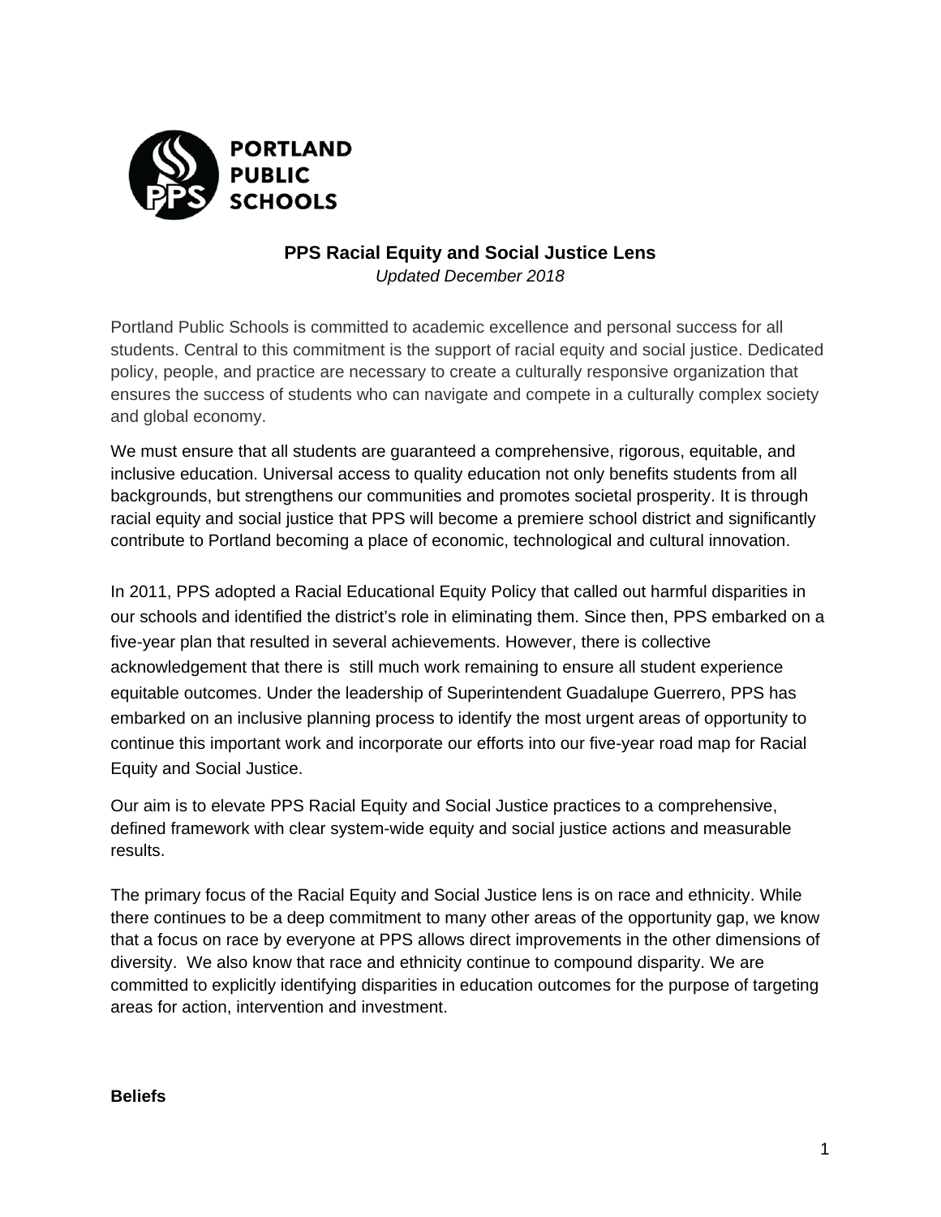**PORTLAND PUBLIC SCHOOLS**

# PPS Racial Equity and Social Justice Lens

*Updated December 2018*

Portland Public Schools is committed to academic excellence and personal success for all students. Central to this commitment is the support of racial equity and social justice. Dedicated policy, people, and practice are necessary to create a culturally responsive organization that ensures the success of students who can navigate and compete in a culturally complex society and global economy.

We must ensure that all students are guaranteed a comprehensive, rigorous, equitable, and inclusive education. Universal access to quality education not only benefits students from all backgrounds, but strengthens our communities and promotes societal prosperity. It is through racial equity and social justice that PPS will become a premiere school district and significantly contribute to Portland becoming a place of economic, technological and cultural innovation.

In 2011, PPS adopted a Racial Educational Equity Policy that called out harmful disparities in our schools and identified the district's role in eliminating them. Since then, PPS embarked on a five-year plan that resulted in several achievements. However, there is collective acknowledgement that there is still much work remaining to ensure all student experience equitable outcomes. Under the leadership of Superintendent Guadalupe Guerrero, PPS has embarked on an inclusive planning process to identify the most urgent areas of opportunity to continue this important work and incorporate our efforts into our five-year road map for Racial Equity and Social Justice.

Our aim is to elevate PPS Racial Equity and Social Justice practices to a comprehensive, defined framework with clear system-wide equity and social justice actions and measurable results.

The primary focus of the Racial Equity and Social Justice lens is on race and ethnicity. While there continues to be a deep commitment to many other areas of the opportunity gap, we know that a focus on race by everyone at PPS allows direct improvements in the other dimensions of diversity. We also know that race and ethnicity continue to compound disparity. We are committed to explicitly identifying disparities in education outcomes for the purpose of targeting areas for action, intervention and investment.

**Beliefs**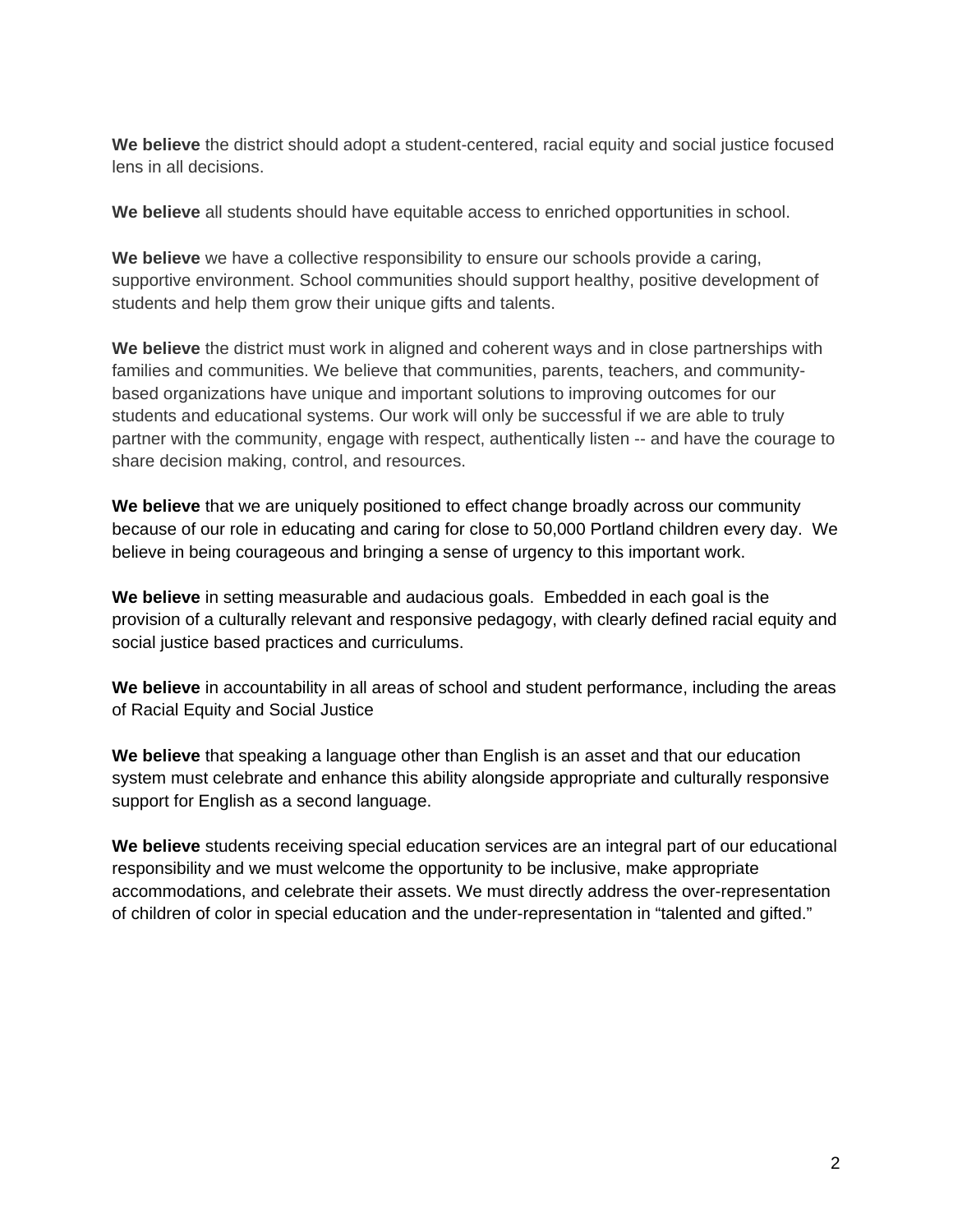**We believe** the district should adopt a student-centered, racial equity and social justice focused lens in all decisions.

**We believe** all students should have equitable access to enriched opportunities in school.

**We believe** we have a collective responsibility to ensure our schools provide a caring, supportive environment. School communities should support healthy, positive development of students and help them grow their unique gifts and talents.

**We believe** the district must work in aligned and coherent ways and in close partnerships with families and communities. We believe that communities, parents, teachers, and community-based organizations have unique and important solutions to improving outcomes for our students and educational systems. Our work will only be successful if we are able to truly partner with the community, engage with respect, authentically listen -- and have the courage to share decision making, control, and resources.

**We believe** that we are uniquely positioned to effect change broadly across our community because of our role in educating and caring for close to 50,000 Portland children every day. We believe in being courageous and bringing a sense of urgency to this important work.

**We believe** in setting measurable and audacious goals. Embedded in each goal is the provision of a culturally relevant and responsive pedagogy, with clearly defined racial equity and social justice based practices and curriculums.

**We believe** in accountability in all areas of school and student performance, including the areas of Racial Equity and Social Justice

**We believe** that speaking a language other than English is an asset and that our education system must celebrate and enhance this ability alongside appropriate and culturally responsive support for English as a second language.

**We believe** students receiving special education services are an integral part of our educational responsibility and we must welcome the opportunity to be inclusive, make appropriate accommodations, and celebrate their assets. We must directly address the over-representation of children of color in special education and the under-representation in "talented and gifted."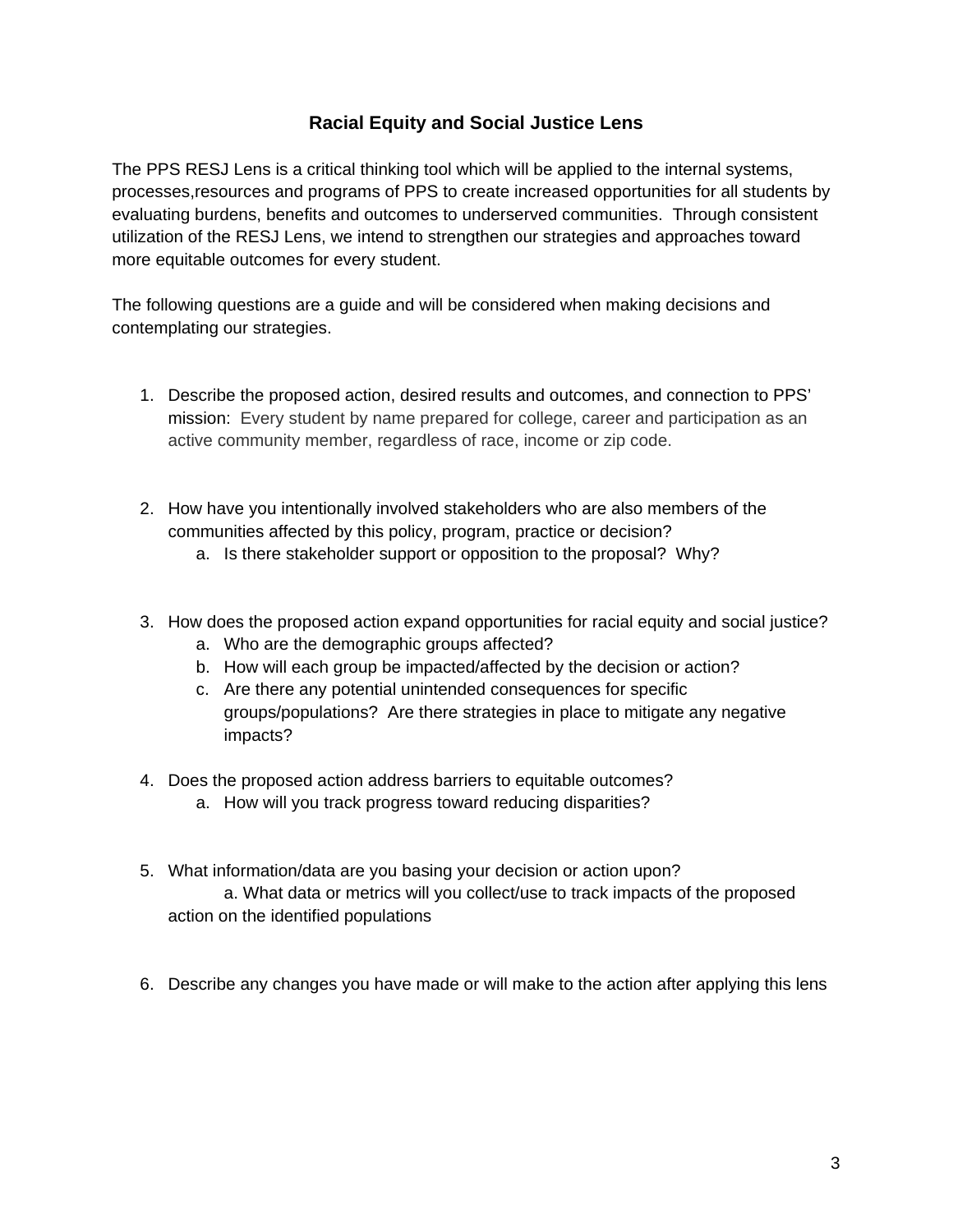## Racial Equity and Social Justice Lens

The PPS RESJ Lens is a critical thinking tool which will be applied to the internal systems, processes,resources and programs of PPS to create increased opportunities for all students by evaluating burdens, benefits and outcomes to underserved communities. Through consistent utilization of the RESJ Lens, we intend to strengthen our strategies and approaches toward more equitable outcomes for every student.

The following questions are a guide and will be considered when making decisions and contemplating our strategies.

1. Describe the proposed action, desired results and outcomes, and connection to PPS' mission: Every student by name prepared for college, career and participation as an active community member, regardless of race, income or zip code.

2. How have you intentionally involved stakeholders who are also members of the communities affected by this policy, program, practice or decision?
   a. Is there stakeholder support or opposition to the proposal? Why?

3. How does the proposed action expand opportunities for racial equity and social justice?
   a. Who are the demographic groups affected?
   b. How will each group be impacted/affected by the decision or action?
   c. Are there any potential unintended consequences for specific groups/populations? Are there strategies in place to mitigate any negative impacts?

4. Does the proposed action address barriers to equitable outcomes?
   a. How will you track progress toward reducing disparities?

5. What information/data are you basing your decision or action upon?
   a. What data or metrics will you collect/use to track impacts of the proposed action on the identified populations

6. Describe any changes you have made or will make to the action after applying this lens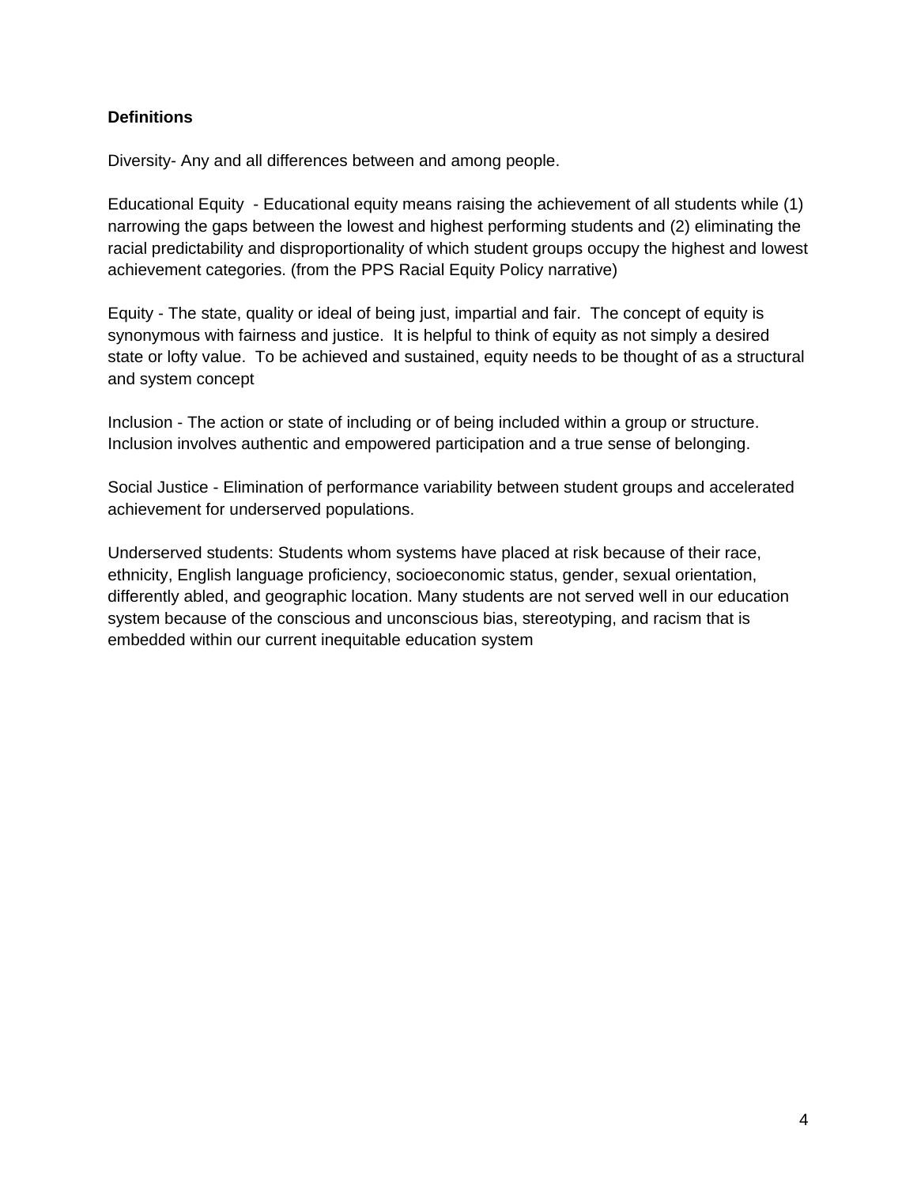**Definitions**

Diversity- Any and all differences between and among people.

Educational Equity - Educational equity means raising the achievement of all students while (1) narrowing the gaps between the lowest and highest performing students and (2) eliminating the racial predictability and disproportionality of which student groups occupy the highest and lowest achievement categories. (from the PPS Racial Equity Policy narrative)

Equity - The state, quality or ideal of being just, impartial and fair. The concept of equity is synonymous with fairness and justice. It is helpful to think of equity as not simply a desired state or lofty value. To be achieved and sustained, equity needs to be thought of as a structural and system concept

Inclusion - The action or state of including or of being included within a group or structure. Inclusion involves authentic and empowered participation and a true sense of belonging.

Social Justice - Elimination of performance variability between student groups and accelerated achievement for underserved populations.

Underserved students: Students whom systems have placed at risk because of their race, ethnicity, English language proficiency, socioeconomic status, gender, sexual orientation, differently abled, and geographic location. Many students are not served well in our education system because of the conscious and unconscious bias, stereotyping, and racism that is embedded within our current inequitable education system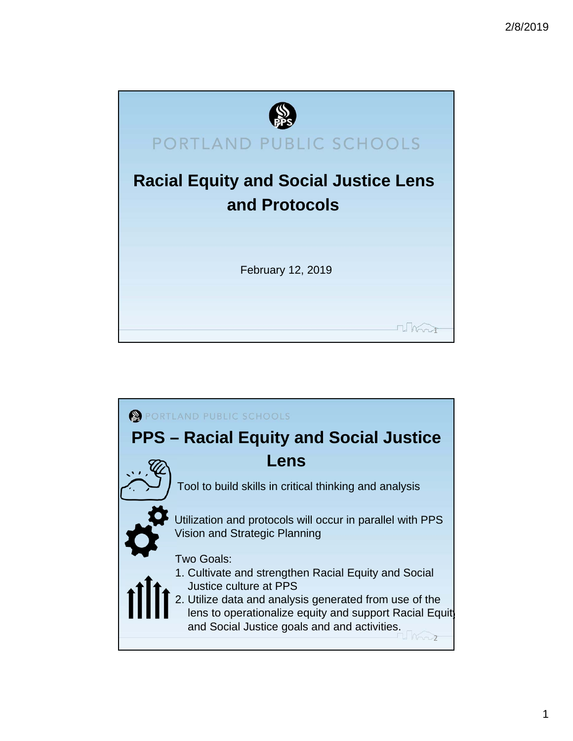PORTLAND PUBLIC SCHOOLS

# Racial Equity and Social Justice Lens and Protocols

February 12, 2019

PORTLAND PUBLIC SCHOOLS

## PPS – Racial Equity and Social Justice Lens

Tool to build skills in critical thinking and analysis

Utilization and protocols will occur in parallel with PPS Vision and Strategic Planning

Two Goals:

1. Cultivate and strengthen Racial Equity and Social Justice culture at PPS
2. Utilize data and analysis generated from use of the lens to operationalize equity and support Racial Equity and Social Justice goals and and activities.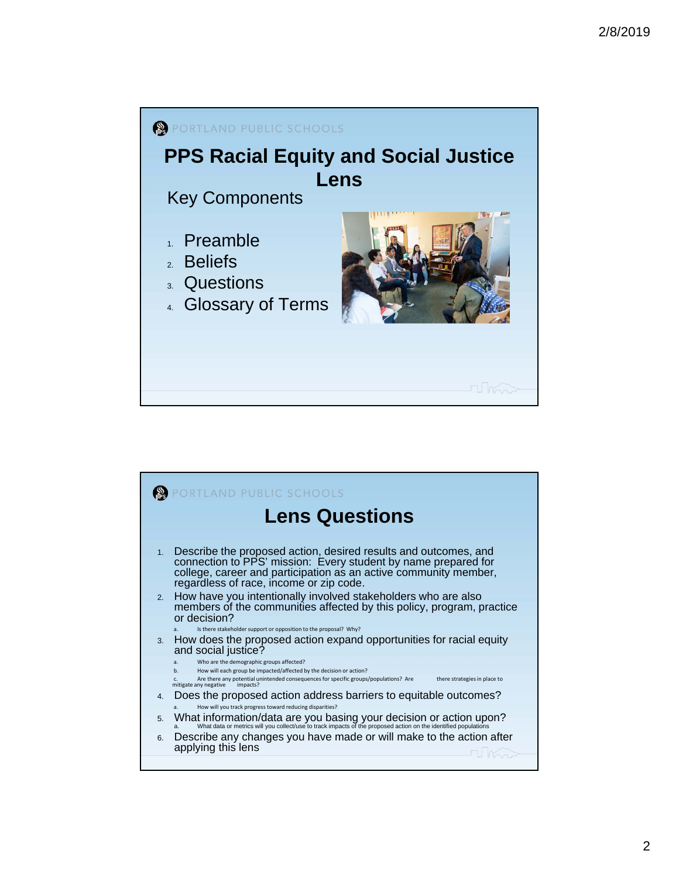PORTLAND PUBLIC SCHOOLS

## PPS Racial Equity and Social Justice Lens

Key Components

1. Preamble
2. Beliefs
3. Questions
4. Glossary of Terms

PORTLAND PUBLIC SCHOOLS

## Lens Questions

1. Describe the proposed action, desired results and outcomes, and connection to PPS' mission: Every student by name prepared for college, career and participation as an active community member, regardless of race, income or zip code.
2. How have you intentionally involved stakeholders who are also members of the communities affected by this policy, program, practice or decision?
   a. Is there stakeholder support or opposition to the proposal? Why?
3. How does the proposed action expand opportunities for racial equity and social justice?
   a. Who are the demographic groups affected?
   b. How will each group be impacted/affected by the decision or action?
   c. Are there any potential unintended consequences for specific groups/populations? Are there strategies in place to mitigate any negative impacts?
4. Does the proposed action address barriers to equitable outcomes?
   a. How will you track progress toward reducing disparities?
5. What information/data are you basing your decision or action upon?
   a. What data or metrics will you collect/use to track impacts of the proposed action on the identified populations
6. Describe any changes you have made or will make to the action after applying this lens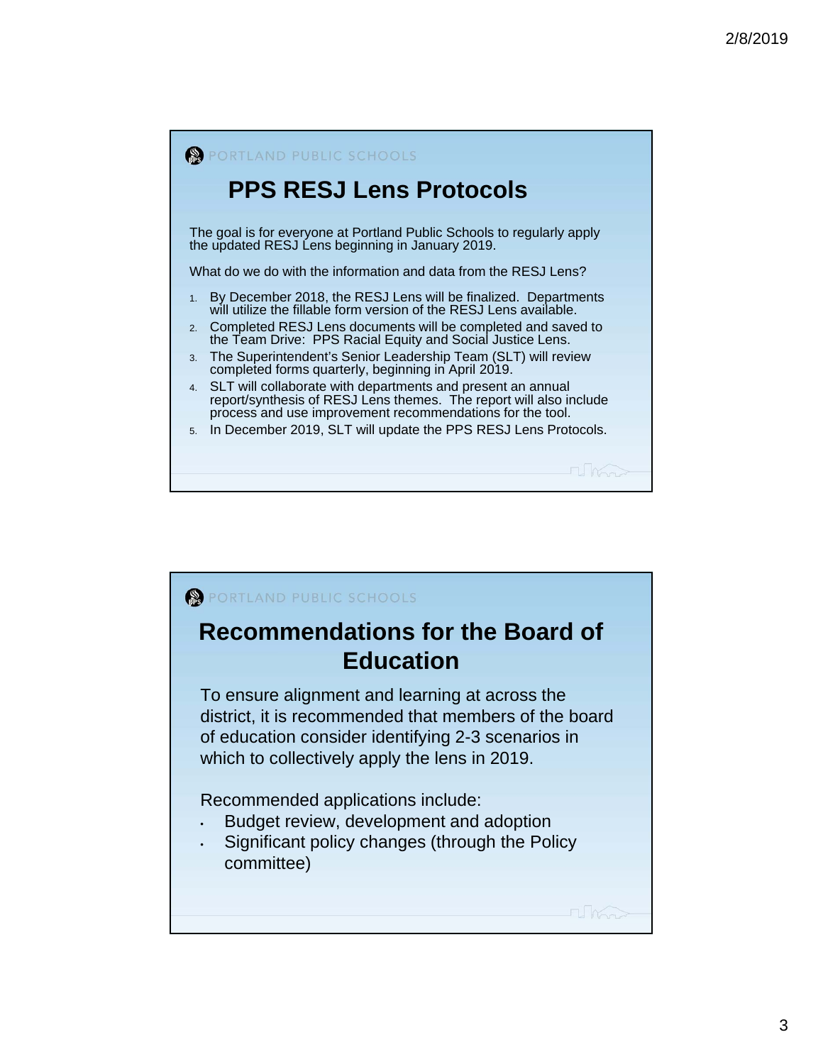PORTLAND PUBLIC SCHOOLS

## PPS RESJ Lens Protocols

The goal is for everyone at Portland Public Schools to regularly apply the updated RESJ Lens beginning in January 2019.

What do we do with the information and data from the RESJ Lens?

1. By December 2018, the RESJ Lens will be finalized. Departments will utilize the fillable form version of the RESJ Lens available.
2. Completed RESJ Lens documents will be completed and saved to the Team Drive: PPS Racial Equity and Social Justice Lens.
3. The Superintendent's Senior Leadership Team (SLT) will review completed forms quarterly, beginning in April 2019.
4. SLT will collaborate with departments and present an annual report/synthesis of RESJ Lens themes. The report will also include process and use improvement recommendations for the tool.
5. In December 2019, SLT will update the PPS RESJ Lens Protocols.

PORTLAND PUBLIC SCHOOLS

## Recommendations for the Board of Education

To ensure alignment and learning at across the district, it is recommended that members of the board of education consider identifying 2-3 scenarios in which to collectively apply the lens in 2019.

Recommended applications include:

- Budget review, development and adoption
- Significant policy changes (through the Policy committee)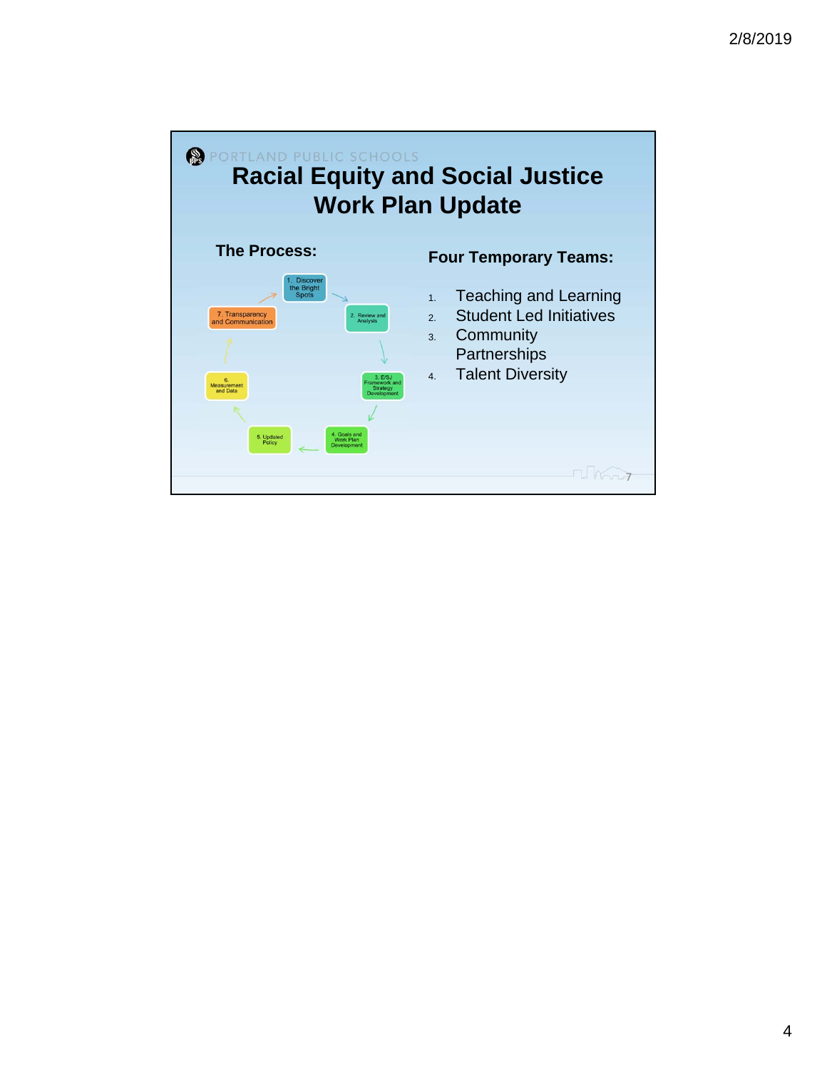PORTLAND PUBLIC SCHOOLS

# Racial Equity and Social Justice Work Plan Update

**The Process:**

1. Discover the Bright Spots
2. Review and Analysis
3. E/SJ Framework and Strategy Development
4. Goals and Work Plan Development
5. Updated Policy
6. Measurement and Data
7. Transparency and Communication

**Four Temporary Teams:**

1. Teaching and Learning
2. Student Led Initiatives
3. Community Partnerships
4. Talent Diversity